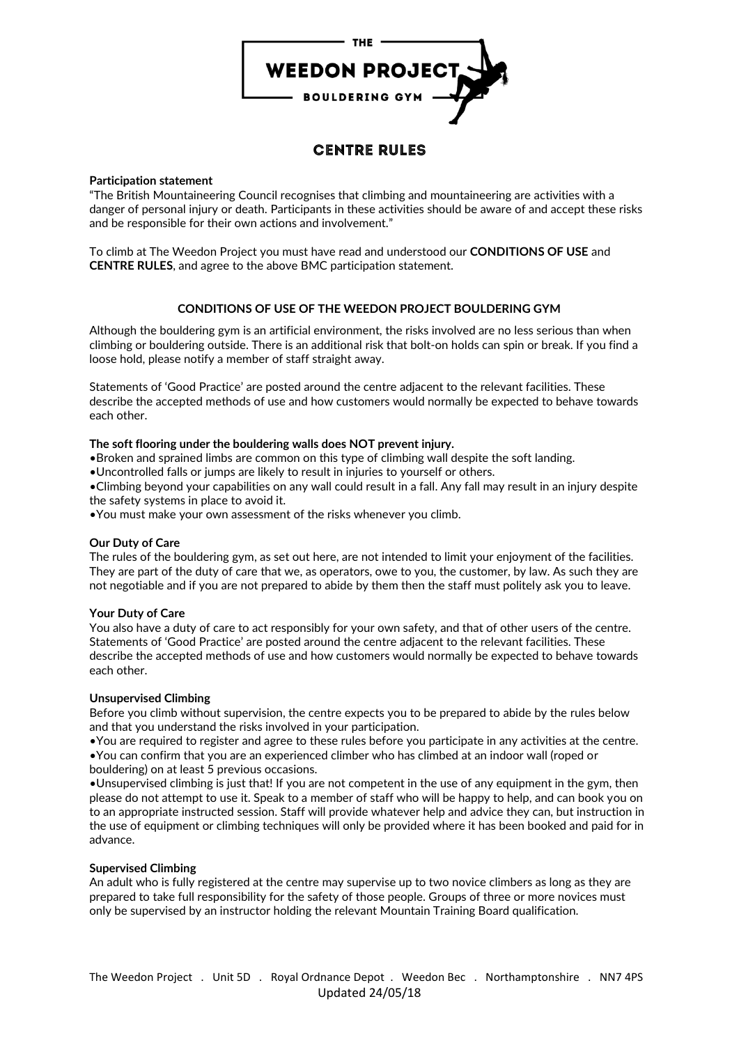# CENTRE RULES

**Participation statement**

"The British Mountaineering Council recognises that climbing and mountaineering are activities with a danger of personal injury or death. Participants in these activities should be aware of and accept these risks and be responsible for their own actions and involvement."

To climb at The Weedon Project you must have read and understood our **CONDITIONS OF USE** and **CENTRE RULES**, and agree to the above BMC participation statement.

## CONDITIONS OF USE OF THE WEEDON PROJECT BOULDERING GYM

Although the bouldering gym is an artificial environment, the risks involved are no less serious than when climbing or bouldering outside. There is an additional risk that bolt-on holds can spin or break. If you find a loose hold, please notify a member of staff straight away.

Statements of 'Good Practice' are posted around the centre adjacent to the relevant facilities. These describe the accepted methods of use and how customers would normally be expected to behave towards each other.

**The soft flooring under the bouldering walls does NOT prevent injury.**

- Broken and sprained limbs are common on this type of climbing wall despite the soft landing.
- Uncontrolled falls or jumps are likely to result in injuries to yourself or others.
- Climbing beyond your capabilities on any wall could result in a fall. Any fall may result in an injury despite the safety systems in place to avoid it.
- You must make your own assessment of the risks whenever you climb.

**Our Duty of Care**

The rules of the bouldering gym, as set out here, are not intended to limit your enjoyment of the facilities. They are part of the duty of care that we, as operators, owe to you, the customer, by law. As such they are not negotiable and if you are not prepared to abide by them then the staff must politely ask you to leave.

**Your Duty of Care**

You also have a duty of care to act responsibly for your own safety, and that of other users of the centre. Statements of 'Good Practice' are posted around the centre adjacent to the relevant facilities. These describe the accepted methods of use and how customers would normally be expected to behave towards each other.

**Unsupervised Climbing**

Before you climb without supervision, the centre expects you to be prepared to abide by the rules below and that you understand the risks involved in your participation.

- You are required to register and agree to these rules before you participate in any activities at the centre.
- You can confirm that you are an experienced climber who has climbed at an indoor wall (roped or bouldering) on at least 5 previous occasions.
- Unsupervised climbing is just that! If you are not competent in the use of any equipment in the gym, then please do not attempt to use it. Speak to a member of staff who will be happy to help, and can book you on to an appropriate instructed session. Staff will provide whatever help and advice they can, but instruction in the use of equipment or climbing techniques will only be provided where it has been booked and paid for in advance.

**Supervised Climbing**

An adult who is fully registered at the centre may supervise up to two novice climbers as long as they are prepared to take full responsibility for the safety of those people. Groups of three or more novices must only be supervised by an instructor holding the relevant Mountain Training Board qualification.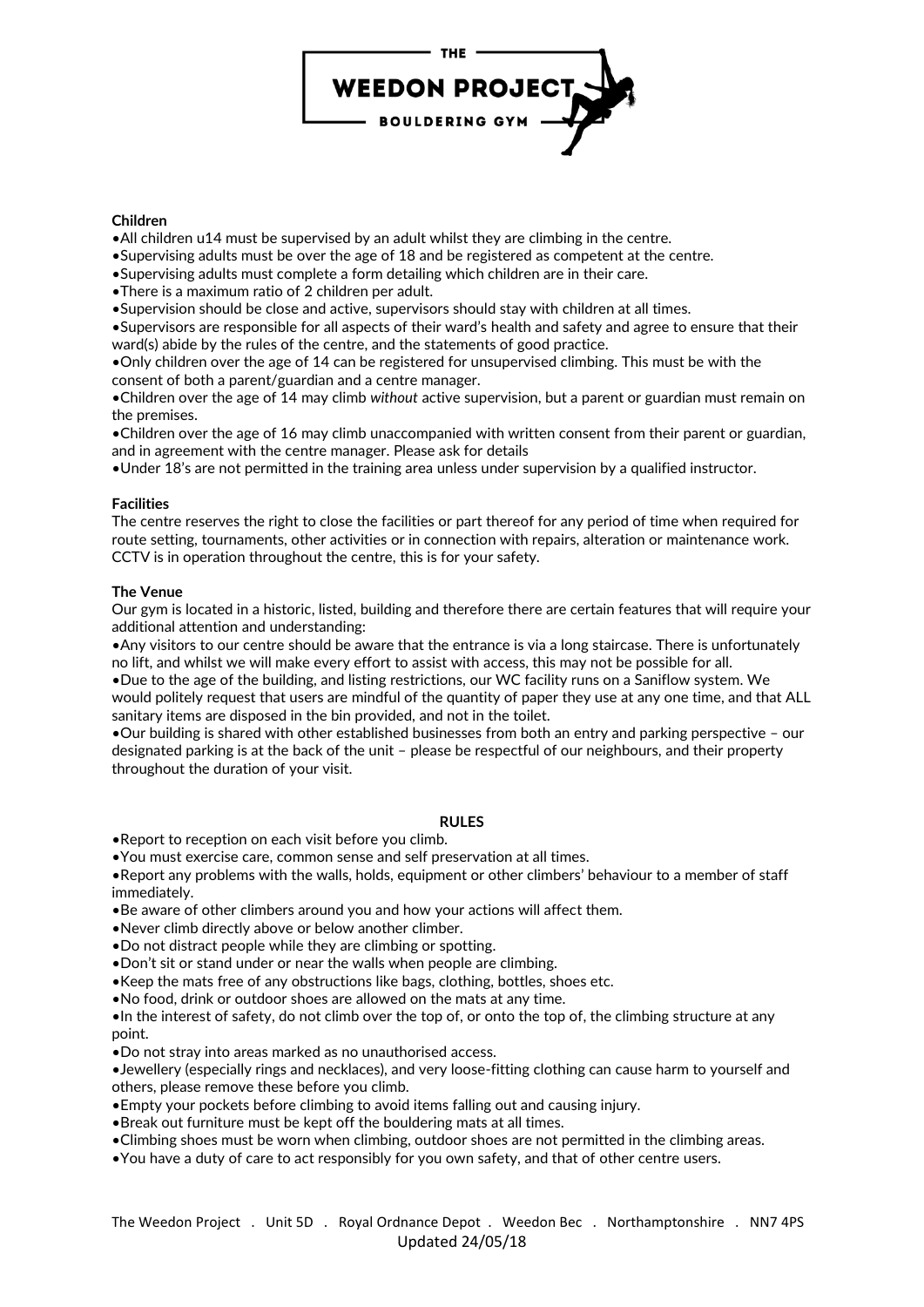**Children**

- All children u14 must be supervised by an adult whilst they are climbing in the centre.
- Supervising adults must be over the age of 18 and be registered as competent at the centre.
- Supervising adults must complete a form detailing which children are in their care.
- There is a maximum ratio of 2 children per adult.
- Supervision should be close and active, supervisors should stay with children at all times.
- Supervisors are responsible for all aspects of their ward's health and safety and agree to ensure that their ward(s) abide by the rules of the centre, and the statements of good practice.
- Only children over the age of 14 can be registered for unsupervised climbing. This must be with the consent of both a parent/guardian and a centre manager.
- Children over the age of 14 may climb *without* active supervision, but a parent or guardian must remain on the premises.
- Children over the age of 16 may climb unaccompanied with written consent from their parent or guardian, and in agreement with the centre manager. Please ask for details
- Under 18's are not permitted in the training area unless under supervision by a qualified instructor.

**Facilities**

The centre reserves the right to close the facilities or part thereof for any period of time when required for route setting, tournaments, other activities or in connection with repairs, alteration or maintenance work. CCTV is in operation throughout the centre, this is for your safety.

**The Venue**

Our gym is located in a historic, listed, building and therefore there are certain features that will require your additional attention and understanding:

- Any visitors to our centre should be aware that the entrance is via a long staircase. There is unfortunately no lift, and whilst we will make every effort to assist with access, this may not be possible for all.
- Due to the age of the building, and listing restrictions, our WC facility runs on a Saniflow system. We would politely request that users are mindful of the quantity of paper they use at any one time, and that ALL sanitary items are disposed in the bin provided, and not in the toilet.
- Our building is shared with other established businesses from both an entry and parking perspective – our designated parking is at the back of the unit – please be respectful of our neighbours, and their property throughout the duration of your visit.

**RULES**

- Report to reception on each visit before you climb.
- You must exercise care, common sense and self preservation at all times.
- Report any problems with the walls, holds, equipment or other climbers' behaviour to a member of staff immediately.
- Be aware of other climbers around you and how your actions will affect them.
- Never climb directly above or below another climber.
- Do not distract people while they are climbing or spotting.
- Don't sit or stand under or near the walls when people are climbing.
- Keep the mats free of any obstructions like bags, clothing, bottles, shoes etc.
- No food, drink or outdoor shoes are allowed on the mats at any time.
- In the interest of safety, do not climb over the top of, or onto the top of, the climbing structure at any point.
- Do not stray into areas marked as no unauthorised access.
- Jewellery (especially rings and necklaces), and very loose-fitting clothing can cause harm to yourself and others, please remove these before you climb.
- Empty your pockets before climbing to avoid items falling out and causing injury.
- Break out furniture must be kept off the bouldering mats at all times.
- Climbing shoes must be worn when climbing, outdoor shoes are not permitted in the climbing areas.
- You have a duty of care to act responsibly for you own safety, and that of other centre users.

The Weedon Project . Unit 5D . Royal Ordnance Depot . Weedon Bec . Northamptonshire . NN7 4PS
Updated 24/05/18